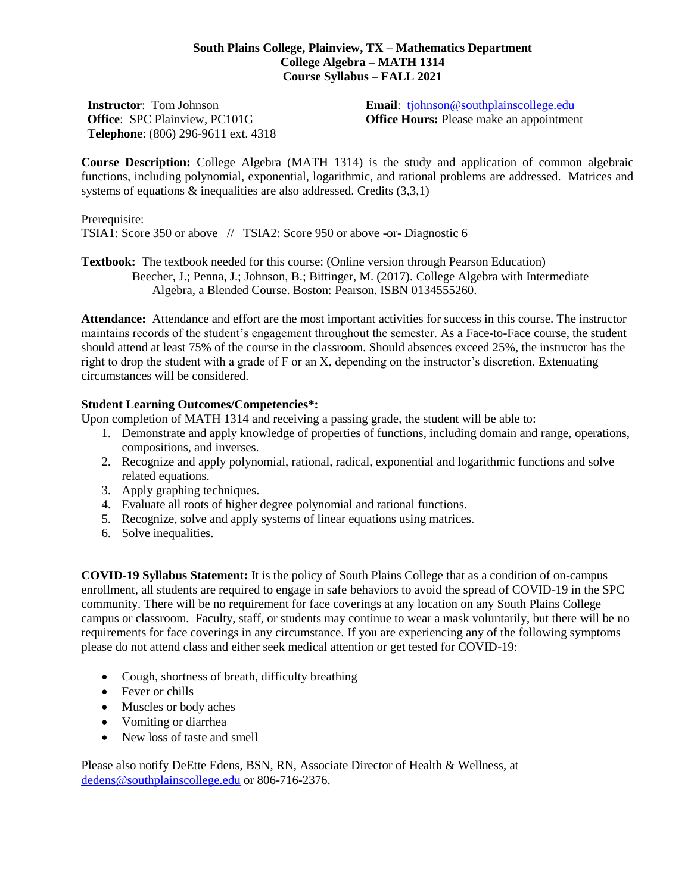**South Plains College, Plainview, TX – Mathematics Department**
**College Algebra – MATH 1314**
**Course Syllabus – FALL 2021**

**Instructor**: Tom Johnson
**Office**: SPC Plainview, PC101G
**Telephone**: (806) 296-9611 ext. 4318

**Email**: tjohnson@southplainscollege.edu
**Office Hours:** Please make an appointment

**Course Description:** College Algebra (MATH 1314) is the study and application of common algebraic functions, including polynomial, exponential, logarithmic, and rational problems are addressed. Matrices and systems of equations & inequalities are also addressed. Credits (3,3,1)

Prerequisite:
TSIA1: Score 350 or above // TSIA2: Score 950 or above -or- Diagnostic 6

**Textbook:** The textbook needed for this course: (Online version through Pearson Education)
Beecher, J.; Penna, J.; Johnson, B.; Bittinger, M. (2017). College Algebra with Intermediate Algebra, a Blended Course. Boston: Pearson. ISBN 0134555260.

**Attendance:** Attendance and effort are the most important activities for success in this course. The instructor maintains records of the student's engagement throughout the semester. As a Face-to-Face course, the student should attend at least 75% of the course in the classroom. Should absences exceed 25%, the instructor has the right to drop the student with a grade of F or an X, depending on the instructor's discretion. Extenuating circumstances will be considered.

**Student Learning Outcomes/Competencies*:**
Upon completion of MATH 1314 and receiving a passing grade, the student will be able to:

1. Demonstrate and apply knowledge of properties of functions, including domain and range, operations, compositions, and inverses.
2. Recognize and apply polynomial, rational, radical, exponential and logarithmic functions and solve related equations.
3. Apply graphing techniques.
4. Evaluate all roots of higher degree polynomial and rational functions.
5. Recognize, solve and apply systems of linear equations using matrices.
6. Solve inequalities.

**COVID-19 Syllabus Statement:** It is the policy of South Plains College that as a condition of on-campus enrollment, all students are required to engage in safe behaviors to avoid the spread of COVID-19 in the SPC community. There will be no requirement for face coverings at any location on any South Plains College campus or classroom. Faculty, staff, or students may continue to wear a mask voluntarily, but there will be no requirements for face coverings in any circumstance. If you are experiencing any of the following symptoms please do not attend class and either seek medical attention or get tested for COVID-19:

- Cough, shortness of breath, difficulty breathing
- Fever or chills
- Muscles or body aches
- Vomiting or diarrhea
- New loss of taste and smell

Please also notify DeEtte Edens, BSN, RN, Associate Director of Health & Wellness, at dedens@southplainscollege.edu or 806-716-2376.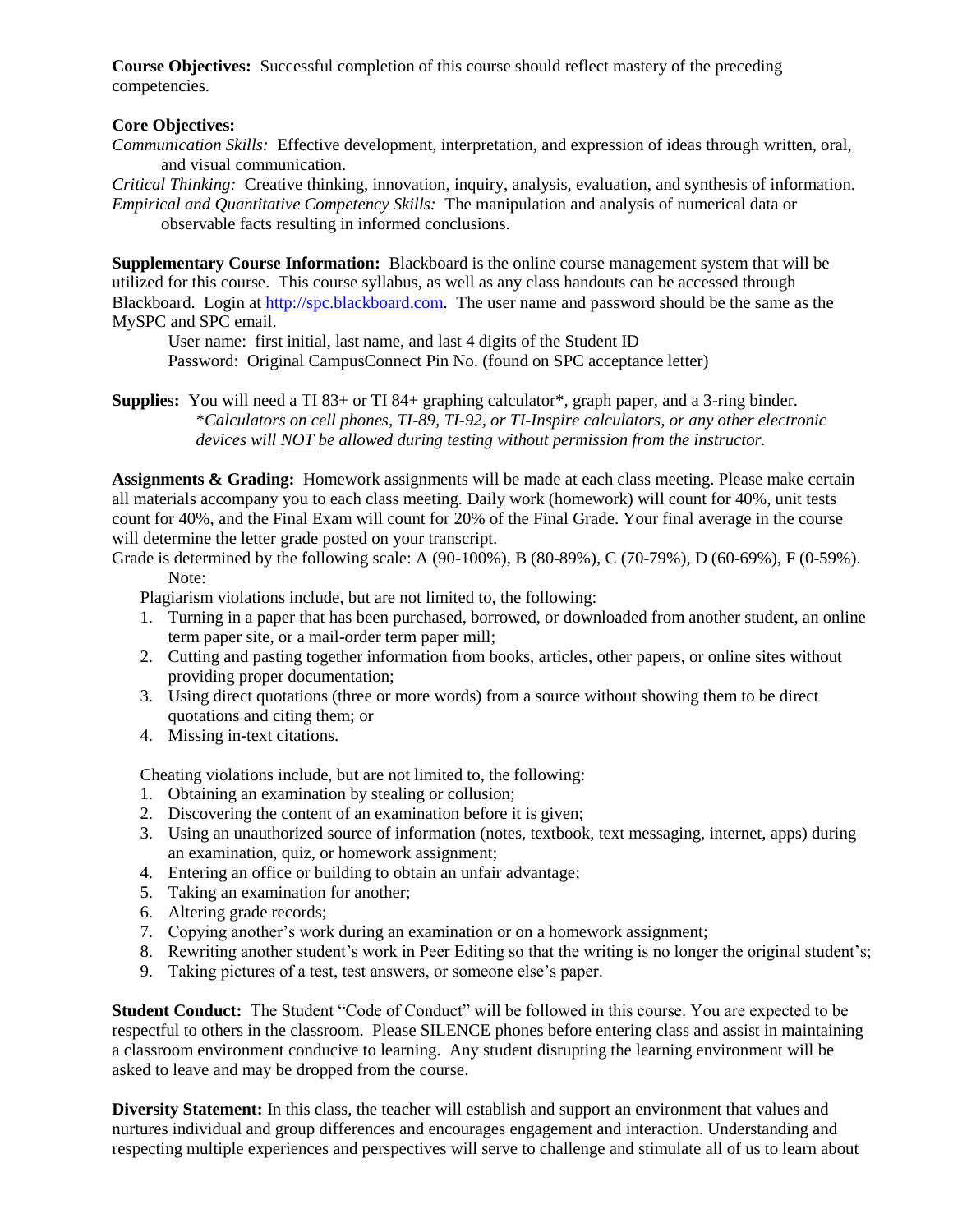**Course Objectives:** Successful completion of this course should reflect mastery of the preceding competencies.

**Core Objectives:**

*Communication Skills:* Effective development, interpretation, and expression of ideas through written, oral, and visual communication.

*Critical Thinking:* Creative thinking, innovation, inquiry, analysis, evaluation, and synthesis of information.

*Empirical and Quantitative Competency Skills:* The manipulation and analysis of numerical data or observable facts resulting in informed conclusions.

**Supplementary Course Information:** Blackboard is the online course management system that will be utilized for this course. This course syllabus, as well as any class handouts can be accessed through Blackboard. Login at http://spc.blackboard.com. The user name and password should be the same as the MySPC and SPC email.

User name: first initial, last name, and last 4 digits of the Student ID
Password: Original CampusConnect Pin No. (found on SPC acceptance letter)

**Supplies:** You will need a TI 83+ or TI 84+ graphing calculator*, graph paper, and a 3-ring binder.
*\*Calculators on cell phones, TI-89, TI-92, or TI-Inspire calculators, or any other electronic devices will NOT be allowed during testing without permission from the instructor.*

**Assignments & Grading:** Homework assignments will be made at each class meeting. Please make certain all materials accompany you to each class meeting. Daily work (homework) will count for 40%, unit tests count for 40%, and the Final Exam will count for 20% of the Final Grade. Your final average in the course will determine the letter grade posted on your transcript.

Grade is determined by the following scale: A (90-100%), B (80-89%), C (70-79%), D (60-69%), F (0-59%).

Note:

Plagiarism violations include, but are not limited to, the following:

1. Turning in a paper that has been purchased, borrowed, or downloaded from another student, an online term paper site, or a mail-order term paper mill;
2. Cutting and pasting together information from books, articles, other papers, or online sites without providing proper documentation;
3. Using direct quotations (three or more words) from a source without showing them to be direct quotations and citing them; or
4. Missing in-text citations.

Cheating violations include, but are not limited to, the following:

1. Obtaining an examination by stealing or collusion;
2. Discovering the content of an examination before it is given;
3. Using an unauthorized source of information (notes, textbook, text messaging, internet, apps) during an examination, quiz, or homework assignment;
4. Entering an office or building to obtain an unfair advantage;
5. Taking an examination for another;
6. Altering grade records;
7. Copying another's work during an examination or on a homework assignment;
8. Rewriting another student's work in Peer Editing so that the writing is no longer the original student's;
9. Taking pictures of a test, test answers, or someone else's paper.

**Student Conduct:** The Student "Code of Conduct" will be followed in this course. You are expected to be respectful to others in the classroom. Please SILENCE phones before entering class and assist in maintaining a classroom environment conducive to learning. Any student disrupting the learning environment will be asked to leave and may be dropped from the course.

**Diversity Statement:** In this class, the teacher will establish and support an environment that values and nurtures individual and group differences and encourages engagement and interaction. Understanding and respecting multiple experiences and perspectives will serve to challenge and stimulate all of us to learn about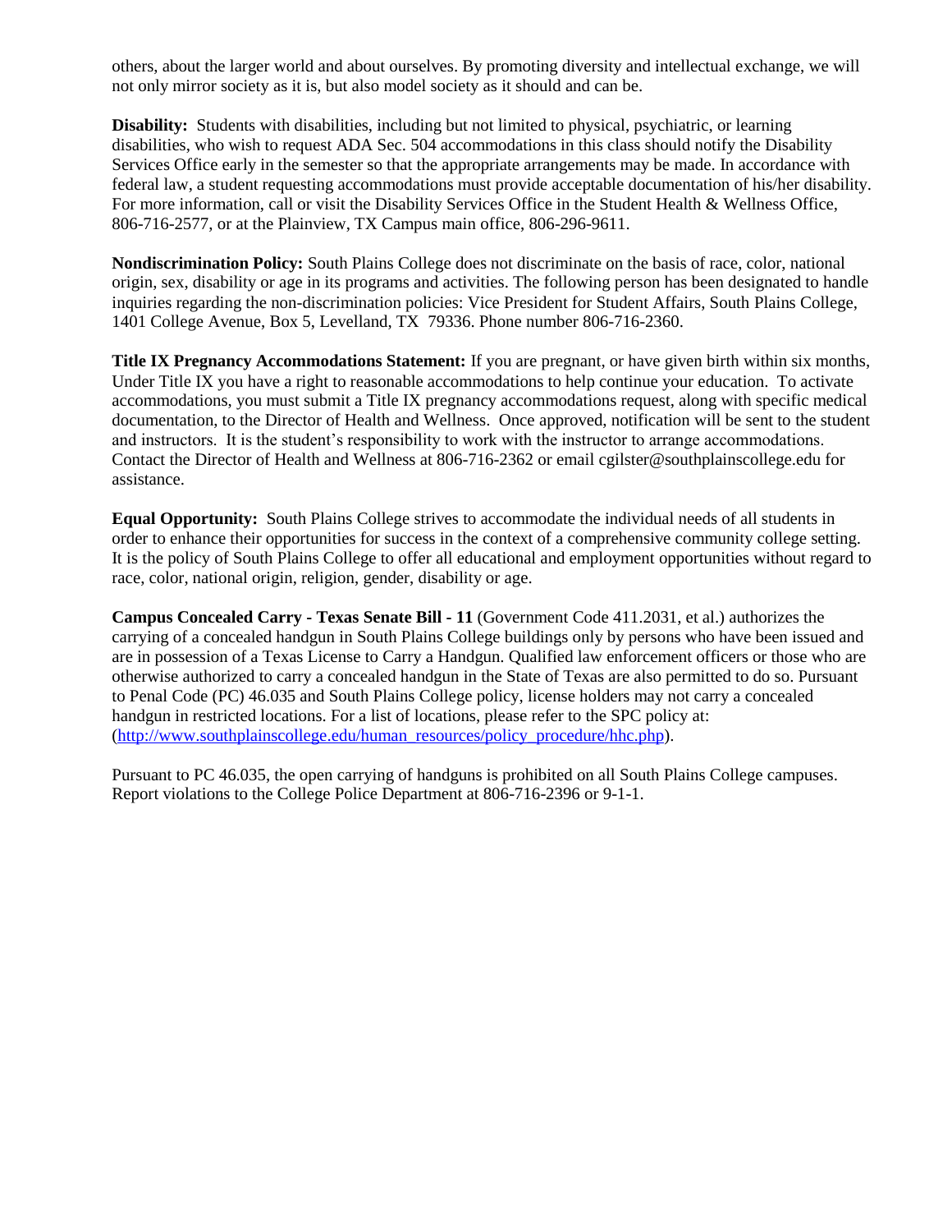others, about the larger world and about ourselves. By promoting diversity and intellectual exchange, we will not only mirror society as it is, but also model society as it should and can be.

**Disability:** Students with disabilities, including but not limited to physical, psychiatric, or learning disabilities, who wish to request ADA Sec. 504 accommodations in this class should notify the Disability Services Office early in the semester so that the appropriate arrangements may be made. In accordance with federal law, a student requesting accommodations must provide acceptable documentation of his/her disability. For more information, call or visit the Disability Services Office in the Student Health & Wellness Office, 806-716-2577, or at the Plainview, TX Campus main office, 806-296-9611.

**Nondiscrimination Policy:** South Plains College does not discriminate on the basis of race, color, national origin, sex, disability or age in its programs and activities. The following person has been designated to handle inquiries regarding the non-discrimination policies: Vice President for Student Affairs, South Plains College, 1401 College Avenue, Box 5, Levelland, TX 79336. Phone number 806-716-2360.

**Title IX Pregnancy Accommodations Statement:** If you are pregnant, or have given birth within six months, Under Title IX you have a right to reasonable accommodations to help continue your education. To activate accommodations, you must submit a Title IX pregnancy accommodations request, along with specific medical documentation, to the Director of Health and Wellness. Once approved, notification will be sent to the student and instructors. It is the student's responsibility to work with the instructor to arrange accommodations. Contact the Director of Health and Wellness at 806-716-2362 or email cgilster@southplainscollege.edu for assistance.

**Equal Opportunity:** South Plains College strives to accommodate the individual needs of all students in order to enhance their opportunities for success in the context of a comprehensive community college setting. It is the policy of South Plains College to offer all educational and employment opportunities without regard to race, color, national origin, religion, gender, disability or age.

**Campus Concealed Carry - Texas Senate Bill - 11** (Government Code 411.2031, et al.) authorizes the carrying of a concealed handgun in South Plains College buildings only by persons who have been issued and are in possession of a Texas License to Carry a Handgun. Qualified law enforcement officers or those who are otherwise authorized to carry a concealed handgun in the State of Texas are also permitted to do so. Pursuant to Penal Code (PC) 46.035 and South Plains College policy, license holders may not carry a concealed handgun in restricted locations. For a list of locations, please refer to the SPC policy at: (http://www.southplainscollege.edu/human_resources/policy_procedure/hhc.php).

Pursuant to PC 46.035, the open carrying of handguns is prohibited on all South Plains College campuses. Report violations to the College Police Department at 806-716-2396 or 9-1-1.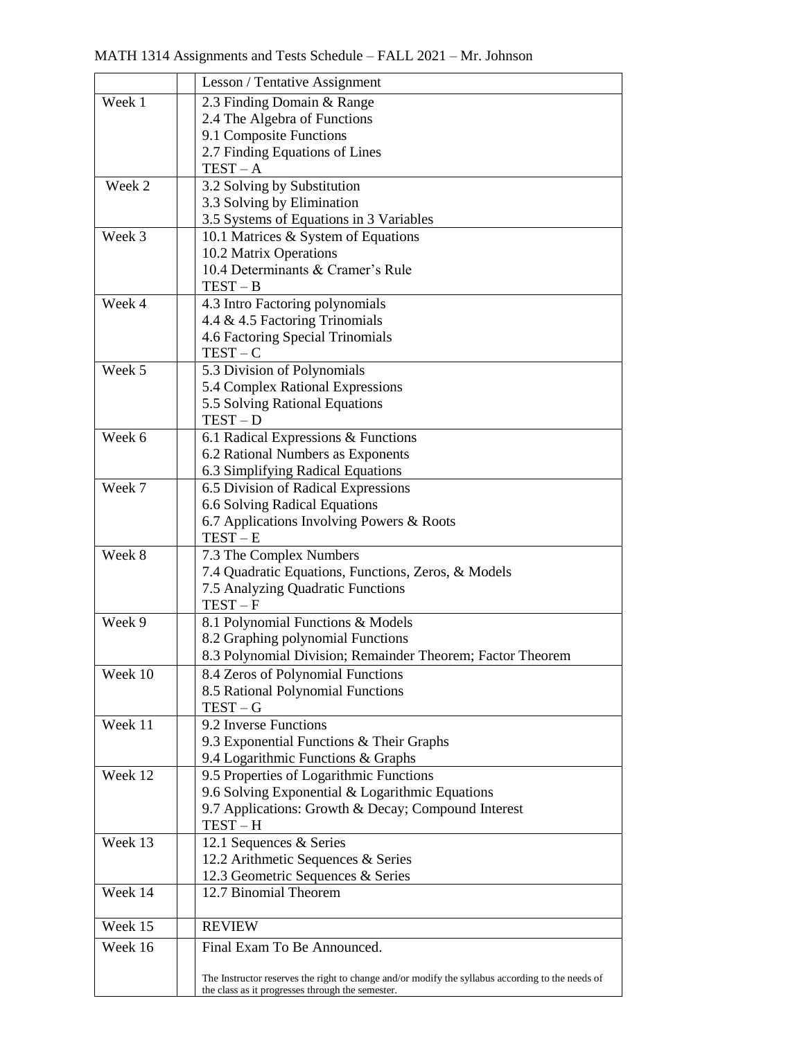MATH 1314 Assignments and Tests Schedule – FALL 2021 – Mr. Johnson

| | | Lesson / Tentative Assignment |
|---|---|---|
| Week 1 | | 2.3 Finding Domain & Range<br>2.4 The Algebra of Functions<br>9.1 Composite Functions<br>2.7 Finding Equations of Lines<br>TEST – A |
| Week 2 | | 3.2 Solving by Substitution<br>3.3 Solving by Elimination<br>3.5 Systems of Equations in 3 Variables |
| Week 3 | | 10.1 Matrices & System of Equations<br>10.2 Matrix Operations<br>10.4 Determinants & Cramer's Rule<br>TEST – B |
| Week 4 | | 4.3 Intro Factoring polynomials<br>4.4 & 4.5 Factoring Trinomials<br>4.6 Factoring Special Trinomials<br>TEST – C |
| Week 5 | | 5.3 Division of Polynomials<br>5.4 Complex Rational Expressions<br>5.5 Solving Rational Equations<br>TEST – D |
| Week 6 | | 6.1 Radical Expressions & Functions<br>6.2 Rational Numbers as Exponents<br>6.3 Simplifying Radical Equations |
| Week 7 | | 6.5 Division of Radical Expressions<br>6.6 Solving Radical Equations<br>6.7 Applications Involving Powers & Roots<br>TEST – E |
| Week 8 | | 7.3 The Complex Numbers<br>7.4 Quadratic Equations, Functions, Zeros, & Models<br>7.5 Analyzing Quadratic Functions<br>TEST – F |
| Week 9 | | 8.1 Polynomial Functions & Models<br>8.2 Graphing polynomial Functions<br>8.3 Polynomial Division; Remainder Theorem; Factor Theorem |
| Week 10 | | 8.4 Zeros of Polynomial Functions<br>8.5 Rational Polynomial Functions<br>TEST – G |
| Week 11 | | 9.2 Inverse Functions<br>9.3 Exponential Functions & Their Graphs<br>9.4 Logarithmic Functions & Graphs |
| Week 12 | | 9.5 Properties of Logarithmic Functions<br>9.6 Solving Exponential & Logarithmic Equations<br>9.7 Applications: Growth & Decay; Compound Interest<br>TEST – H |
| Week 13 | | 12.1 Sequences & Series<br>12.2 Arithmetic Sequences & Series<br>12.3 Geometric Sequences & Series |
| Week 14 | | 12.7 Binomial Theorem |
| Week 15 | | REVIEW |
| Week 16 | | Final Exam To Be Announced.<br><br>The Instructor reserves the right to change and/or modify the syllabus according to the needs of the class as it progresses through the semester. |